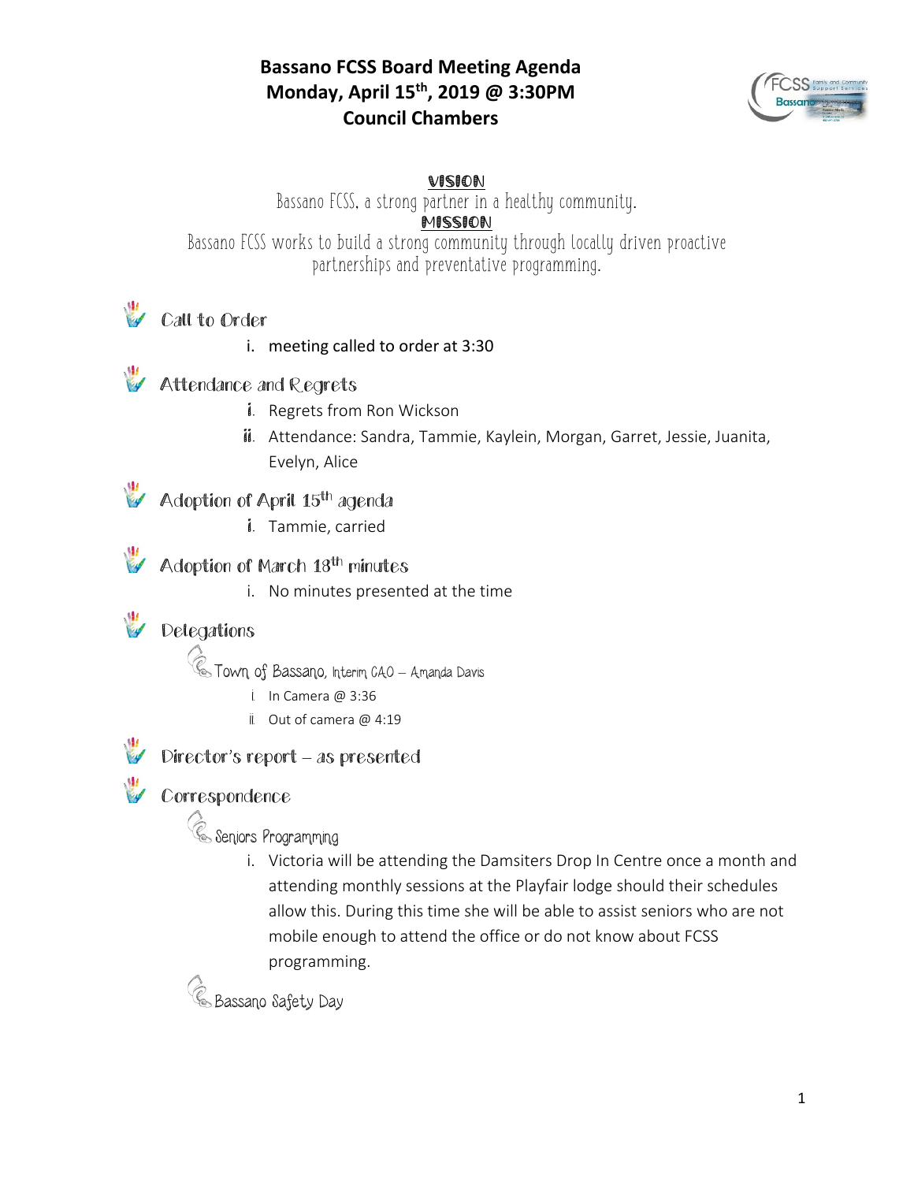# Bassano FCSS Board Meeting Agenda
## Monday, April 15th, 2019 @ 3:30PM
## Council Chambers

**VISION**

Bassano FCSS, a strong partner in a healthy community.

**MISSION**

Bassano FCSS works to build a strong community through locally driven proactive partnerships and preventative programming.

### Call to Order

i. meeting called to order at 3:30

### Attendance and Regrets

i. Regrets from Ron Wickson
ii. Attendance: Sandra, Tammie, Kaylein, Morgan, Garret, Jessie, Juanita, Evelyn, Alice

### Adoption of April 15th agenda

i. Tammie, carried

### Adoption of March 18th minutes

i. No minutes presented at the time

### Delegations

#### Town of Bassano, Interim CAO – Amanda Davis

i. In Camera @ 3:36
ii. Out of camera @ 4:19

### Director's report – as presented

### Correspondence

#### Seniors Programming

i. Victoria will be attending the Damsiters Drop In Centre once a month and attending monthly sessions at the Playfair lodge should their schedules allow this. During this time she will be able to assist seniors who are not mobile enough to attend the office or do not know about FCSS programming.

#### Bassano Safety Day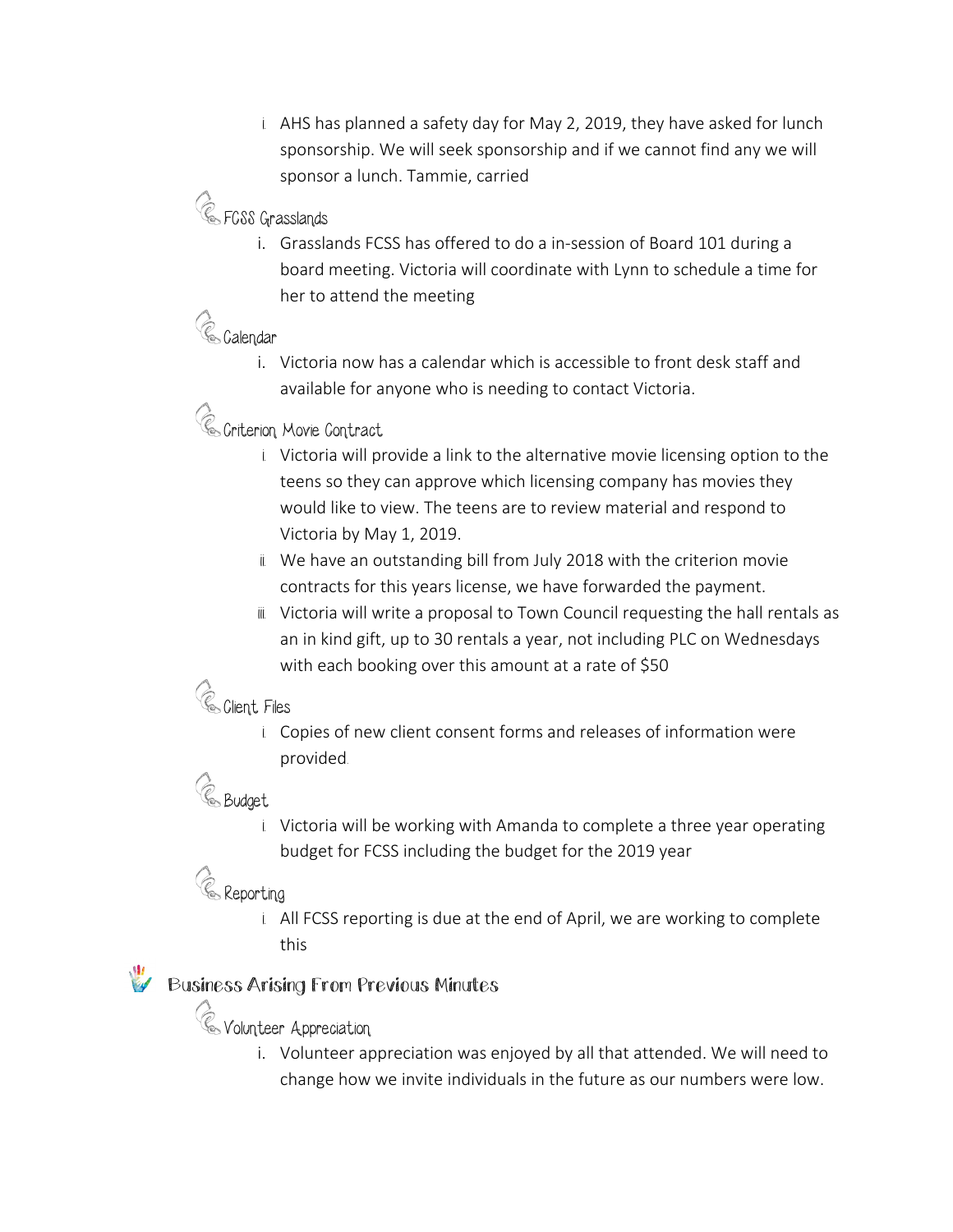i. AHS has planned a safety day for May 2, 2019, they have asked for lunch sponsorship. We will seek sponsorship and if we cannot find any we will sponsor a lunch. Tammie, carried

### FCSS Grasslands

i. Grasslands FCSS has offered to do a in-session of Board 101 during a board meeting. Victoria will coordinate with Lynn to schedule a time for her to attend the meeting

### Calendar

i. Victoria now has a calendar which is accessible to front desk staff and available for anyone who is needing to contact Victoria.

### Criterion Movie Contract

i. Victoria will provide a link to the alternative movie licensing option to the teens so they can approve which licensing company has movies they would like to view. The teens are to review material and respond to Victoria by May 1, 2019.

ii. We have an outstanding bill from July 2018 with the criterion movie contracts for this years license, we have forwarded the payment.

iii. Victoria will write a proposal to Town Council requesting the hall rentals as an in kind gift, up to 30 rentals a year, not including PLC on Wednesdays with each booking over this amount at a rate of $50

### Client Files

i. Copies of new client consent forms and releases of information were provided.

### Budget

i. Victoria will be working with Amanda to complete a three year operating budget for FCSS including the budget for the 2019 year

### Reporting

i. All FCSS reporting is due at the end of April, we are working to complete this

## Business Arising From Previous Minutes

### Volunteer Appreciation

i. Volunteer appreciation was enjoyed by all that attended. We will need to change how we invite individuals in the future as our numbers were low.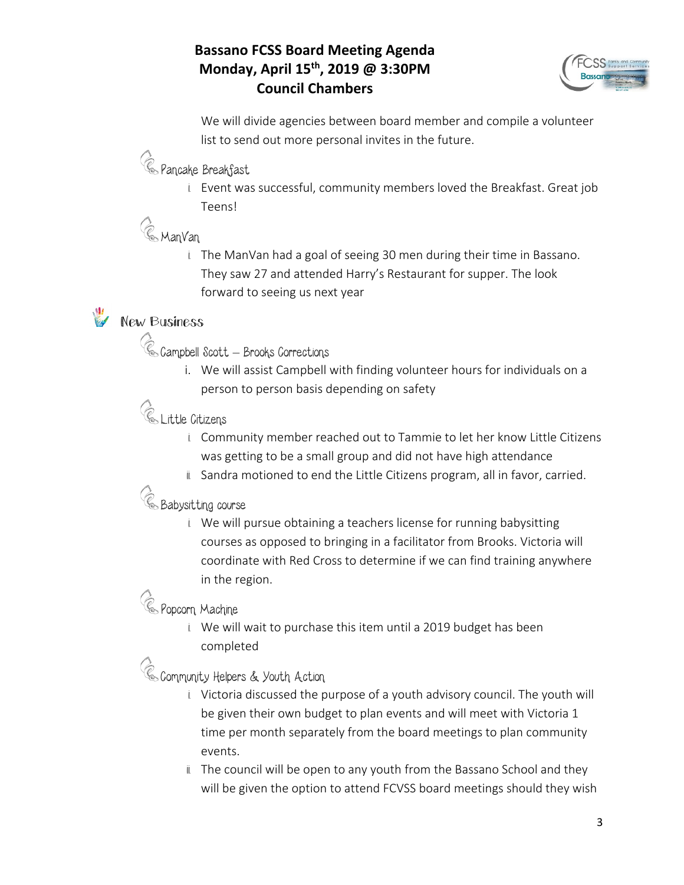# Bassano FCSS Board Meeting Agenda
## Monday, April 15th, 2019 @ 3:30PM
## Council Chambers

We will divide agencies between board member and compile a volunteer list to send out more personal invites in the future.

### Pancake Breakfast

i. Event was successful, community members loved the Breakfast. Great job Teens!

### ManVan

i. The ManVan had a goal of seeing 30 men during their time in Bassano. They saw 27 and attended Harry's Restaurant for supper. The look forward to seeing us next year

## New Business

### Campbell Scott – Brooks Corrections

i. We will assist Campbell with finding volunteer hours for individuals on a person to person basis depending on safety

### Little Citizens

i. Community member reached out to Tammie to let her know Little Citizens was getting to be a small group and did not have high attendance

ii. Sandra motioned to end the Little Citizens program, all in favor, carried.

### Babysitting course

i. We will pursue obtaining a teachers license for running babysitting courses as opposed to bringing in a facilitator from Brooks. Victoria will coordinate with Red Cross to determine if we can find training anywhere in the region.

### Popcorn Machine

i. We will wait to purchase this item until a 2019 budget has been completed

### Community Helpers & Youth Action

i. Victoria discussed the purpose of a youth advisory council. The youth will be given their own budget to plan events and will meet with Victoria 1 time per month separately from the board meetings to plan community events.

ii. The council will be open to any youth from the Bassano School and they will be given the option to attend FCVSS board meetings should they wish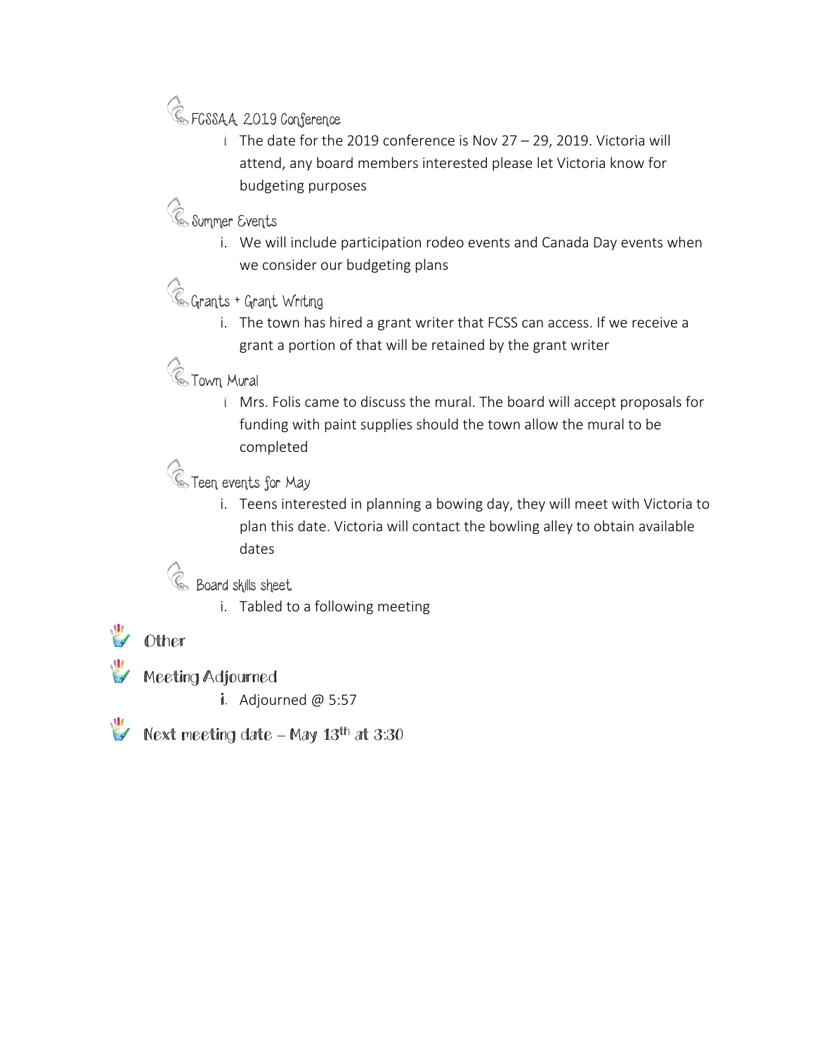- FCSSAA 2019 Conference
    1. The date for the 2019 conference is Nov 27 – 29, 2019. Victoria will attend, any board members interested please let Victoria know for budgeting purposes
- Summer Events
    1. We will include participation rodeo events and Canada Day events when we consider our budgeting plans
- Grants + Grant Writing
    1. The town has hired a grant writer that FCSS can access. If we receive a grant a portion of that will be retained by the grant writer
- Town Mural
    1. Mrs. Folis came to discuss the mural. The board will accept proposals for funding with paint supplies should the town allow the mural to be completed
- Teen events for May
    1. Teens interested in planning a bowing day, they will meet with Victoria to plan this date. Victoria will contact the bowling alley to obtain available dates
- Board skills sheet
    1. Tabled to a following meeting

## Other

## Meeting Adjourned

1. Adjourned @ 5:57

## Next meeting date – May 13th at 3:30